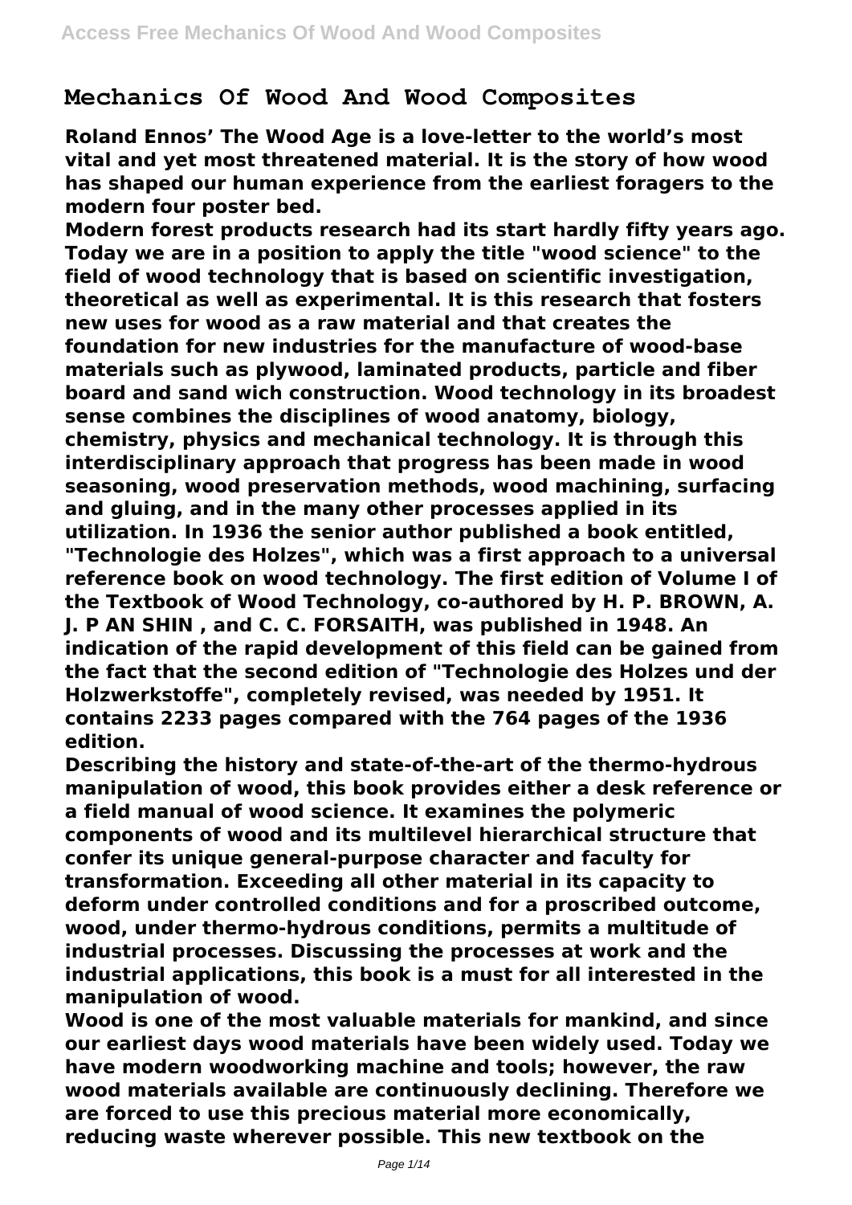# Mechanics Of Wood And Wood Composites

**Roland Ennos' The Wood Age is a love-letter to the world's most vital and yet most threatened material. It is the story of how wood has shaped our human experience from the earliest foragers to the modern four poster bed.**

**Modern forest products research had its start hardly fifty years ago. Today we are in a position to apply the title "wood science" to the field of wood technology that is based on scientific investigation, theoretical as well as experimental. It is this research that fosters new uses for wood as a raw material and that creates the foundation for new industries for the manufacture of wood-base materials such as plywood, laminated products, particle and fiber board and sand wich construction. Wood technology in its broadest sense combines the disciplines of wood anatomy, biology, chemistry, physics and mechanical technology. It is through this interdisciplinary approach that progress has been made in wood seasoning, wood preservation methods, wood machining, surfacing and gluing, and in the many other processes applied in its utilization. In 1936 the senior author published a book entitled, "Technologie des Holzes", which was a first approach to a universal reference book on wood technology. The first edition of Volume I of the Textbook of Wood Technology, co-authored by H. P. BROWN, A. J. P AN SHIN , and C. C. FORSAITH, was published in 1948. An indication of the rapid development of this field can be gained from the fact that the second edition of "Technologie des Holzes und der Holzwerkstoffe", completely revised, was needed by 1951. It contains 2233 pages compared with the 764 pages of the 1936 edition.**

**Describing the history and state-of-the-art of the thermo-hydrous manipulation of wood, this book provides either a desk reference or a field manual of wood science. It examines the polymeric components of wood and its multilevel hierarchical structure that confer its unique general-purpose character and faculty for transformation. Exceeding all other material in its capacity to deform under controlled conditions and for a proscribed outcome, wood, under thermo-hydrous conditions, permits a multitude of industrial processes. Discussing the processes at work and the industrial applications, this book is a must for all interested in the manipulation of wood.**

**Wood is one of the most valuable materials for mankind, and since our earliest days wood materials have been widely used. Today we have modern woodworking machine and tools; however, the raw wood materials available are continuously declining. Therefore we are forced to use this precious material more economically, reducing waste wherever possible. This new textbook on the**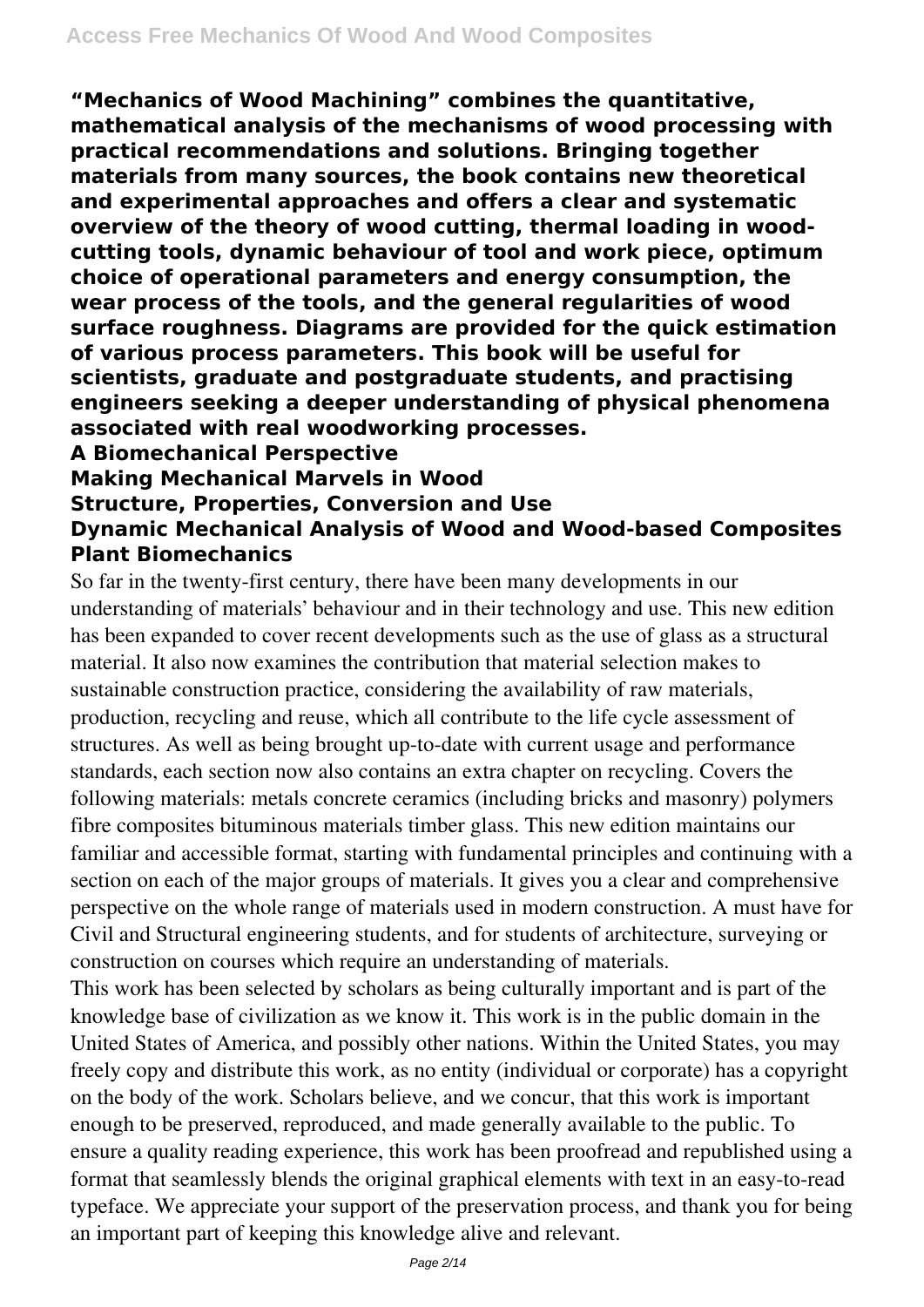**"Mechanics of Wood Machining" combines the quantitative, mathematical analysis of the mechanisms of wood processing with practical recommendations and solutions. Bringing together materials from many sources, the book contains new theoretical and experimental approaches and offers a clear and systematic overview of the theory of wood cutting, thermal loading in wood-cutting tools, dynamic behaviour of tool and work piece, optimum choice of operational parameters and energy consumption, the wear process of the tools, and the general regularities of wood surface roughness. Diagrams are provided for the quick estimation of various process parameters. This book will be useful for scientists, graduate and postgraduate students, and practising engineers seeking a deeper understanding of physical phenomena associated with real woodworking processes.**

**A Biomechanical Perspective**

**Making Mechanical Marvels in Wood**

**Structure, Properties, Conversion and Use**

**Dynamic Mechanical Analysis of Wood and Wood-based Composites**

**Plant Biomechanics**

So far in the twenty-first century, there have been many developments in our understanding of materials' behaviour and in their technology and use. This new edition has been expanded to cover recent developments such as the use of glass as a structural material. It also now examines the contribution that material selection makes to sustainable construction practice, considering the availability of raw materials, production, recycling and reuse, which all contribute to the life cycle assessment of structures. As well as being brought up-to-date with current usage and performance standards, each section now also contains an extra chapter on recycling. Covers the following materials: metals concrete ceramics (including bricks and masonry) polymers fibre composites bituminous materials timber glass. This new edition maintains our familiar and accessible format, starting with fundamental principles and continuing with a section on each of the major groups of materials. It gives you a clear and comprehensive perspective on the whole range of materials used in modern construction. A must have for Civil and Structural engineering students, and for students of architecture, surveying or construction on courses which require an understanding of materials.

This work has been selected by scholars as being culturally important and is part of the knowledge base of civilization as we know it. This work is in the public domain in the United States of America, and possibly other nations. Within the United States, you may freely copy and distribute this work, as no entity (individual or corporate) has a copyright on the body of the work. Scholars believe, and we concur, that this work is important enough to be preserved, reproduced, and made generally available to the public. To ensure a quality reading experience, this work has been proofread and republished using a format that seamlessly blends the original graphical elements with text in an easy-to-read typeface. We appreciate your support of the preservation process, and thank you for being an important part of keeping this knowledge alive and relevant.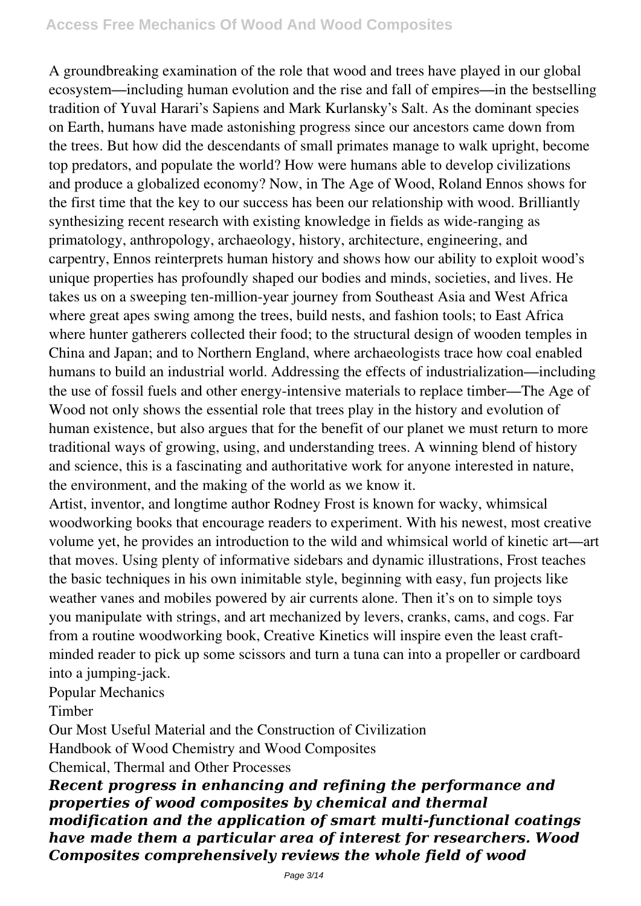A groundbreaking examination of the role that wood and trees have played in our global ecosystem—including human evolution and the rise and fall of empires—in the bestselling tradition of Yuval Harari's Sapiens and Mark Kurlansky's Salt. As the dominant species on Earth, humans have made astonishing progress since our ancestors came down from the trees. But how did the descendants of small primates manage to walk upright, become top predators, and populate the world? How were humans able to develop civilizations and produce a globalized economy? Now, in The Age of Wood, Roland Ennos shows for the first time that the key to our success has been our relationship with wood. Brilliantly synthesizing recent research with existing knowledge in fields as wide-ranging as primatology, anthropology, archaeology, history, architecture, engineering, and carpentry, Ennos reinterprets human history and shows how our ability to exploit wood's unique properties has profoundly shaped our bodies and minds, societies, and lives. He takes us on a sweeping ten-million-year journey from Southeast Asia and West Africa where great apes swing among the trees, build nests, and fashion tools; to East Africa where hunter gatherers collected their food; to the structural design of wooden temples in China and Japan; and to Northern England, where archaeologists trace how coal enabled humans to build an industrial world. Addressing the effects of industrialization—including the use of fossil fuels and other energy-intensive materials to replace timber—The Age of Wood not only shows the essential role that trees play in the history and evolution of human existence, but also argues that for the benefit of our planet we must return to more traditional ways of growing, using, and understanding trees. A winning blend of history and science, this is a fascinating and authoritative work for anyone interested in nature, the environment, and the making of the world as we know it.

Artist, inventor, and longtime author Rodney Frost is known for wacky, whimsical woodworking books that encourage readers to experiment. With his newest, most creative volume yet, he provides an introduction to the wild and whimsical world of kinetic art—art that moves. Using plenty of informative sidebars and dynamic illustrations, Frost teaches the basic techniques in his own inimitable style, beginning with easy, fun projects like weather vanes and mobiles powered by air currents alone. Then it's on to simple toys you manipulate with strings, and art mechanized by levers, cranks, cams, and cogs. Far from a routine woodworking book, Creative Kinetics will inspire even the least craft-minded reader to pick up some scissors and turn a tuna can into a propeller or cardboard into a jumping-jack.

Popular Mechanics

Timber

Our Most Useful Material and the Construction of Civilization

Handbook of Wood Chemistry and Wood Composites

Chemical, Thermal and Other Processes

***Recent progress in enhancing and refining the performance and properties of wood composites by chemical and thermal modification and the application of smart multi-functional coatings have made them a particular area of interest for researchers. Wood Composites comprehensively reviews the whole field of wood***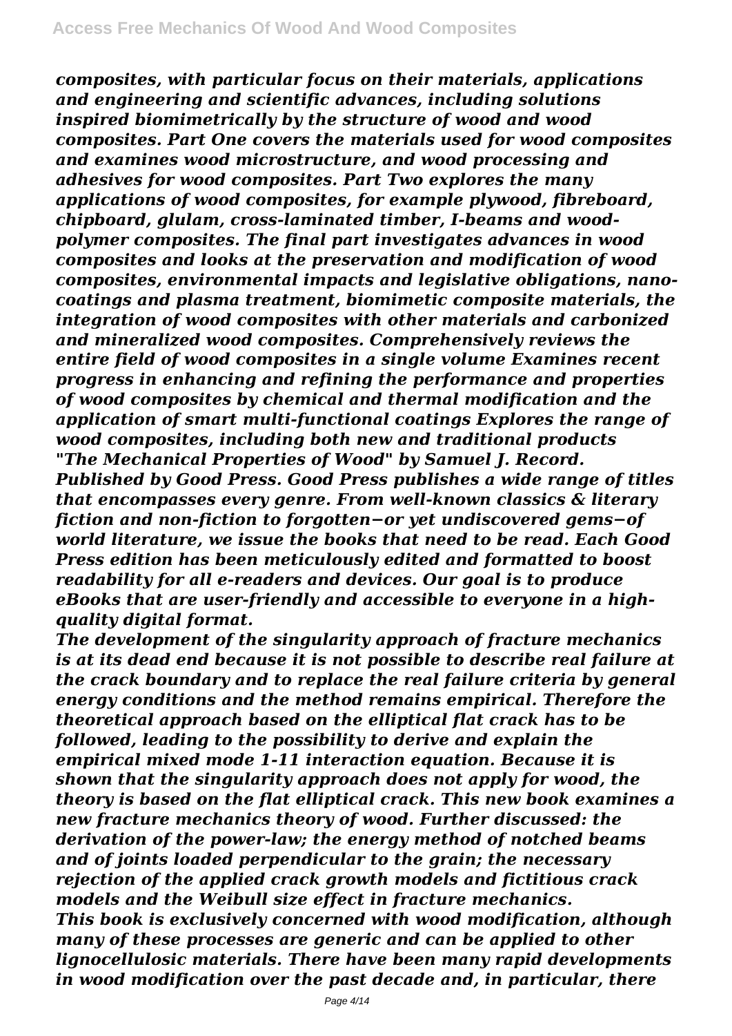*composites, with particular focus on their materials, applications and engineering and scientific advances, including solutions inspired biomimetrically by the structure of wood and wood composites. Part One covers the materials used for wood composites and examines wood microstructure, and wood processing and adhesives for wood composites. Part Two explores the many applications of wood composites, for example plywood, fibreboard, chipboard, glulam, cross-laminated timber, I-beams and wood-polymer composites. The final part investigates advances in wood composites and looks at the preservation and modification of wood composites, environmental impacts and legislative obligations, nano-coatings and plasma treatment, biomimetic composite materials, the integration of wood composites with other materials and carbonized and mineralized wood composites. Comprehensively reviews the entire field of wood composites in a single volume Examines recent progress in enhancing and refining the performance and properties of wood composites by chemical and thermal modification and the application of smart multi-functional coatings Explores the range of wood composites, including both new and traditional products "The Mechanical Properties of Wood" by Samuel J. Record. Published by Good Press. Good Press publishes a wide range of titles that encompasses every genre. From well-known classics & literary fiction and non-fiction to forgotten−or yet undiscovered gems−of world literature, we issue the books that need to be read. Each Good Press edition has been meticulously edited and formatted to boost readability for all e-readers and devices. Our goal is to produce eBooks that are user-friendly and accessible to everyone in a high-quality digital format.*

*The development of the singularity approach of fracture mechanics is at its dead end because it is not possible to describe real failure at the crack boundary and to replace the real failure criteria by general energy conditions and the method remains empirical. Therefore the theoretical approach based on the elliptical flat crack has to be followed, leading to the possibility to derive and explain the empirical mixed mode 1-11 interaction equation. Because it is shown that the singularity approach does not apply for wood, the theory is based on the flat elliptical crack. This new book examines a new fracture mechanics theory of wood. Further discussed: the derivation of the power-law; the energy method of notched beams and of joints loaded perpendicular to the grain; the necessary rejection of the applied crack growth models and fictitious crack models and the Weibull size effect in fracture mechanics.*

*This book is exclusively concerned with wood modification, although many of these processes are generic and can be applied to other lignocellulosic materials. There have been many rapid developments in wood modification over the past decade and, in particular, there*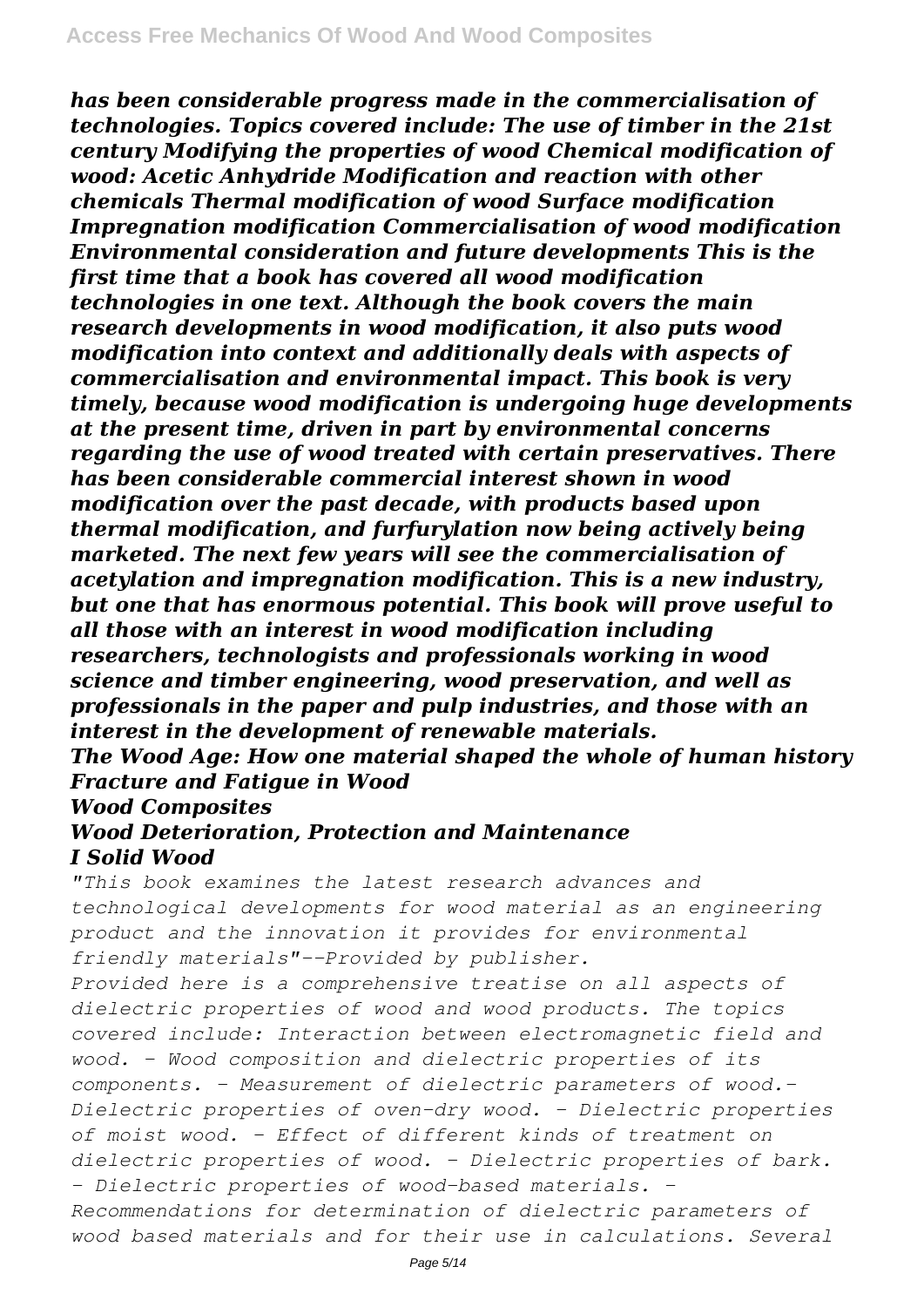*has been considerable progress made in the commercialisation of technologies. Topics covered include: The use of timber in the 21st century Modifying the properties of wood Chemical modification of wood: Acetic Anhydride Modification and reaction with other chemicals Thermal modification of wood Surface modification Impregnation modification Commercialisation of wood modification Environmental consideration and future developments This is the first time that a book has covered all wood modification technologies in one text. Although the book covers the main research developments in wood modification, it also puts wood modification into context and additionally deals with aspects of commercialisation and environmental impact. This book is very timely, because wood modification is undergoing huge developments at the present time, driven in part by environmental concerns regarding the use of wood treated with certain preservatives. There has been considerable commercial interest shown in wood modification over the past decade, with products based upon thermal modification, and furfurylation now being actively being marketed. The next few years will see the commercialisation of acetylation and impregnation modification. This is a new industry, but one that has enormous potential. This book will prove useful to all those with an interest in wood modification including researchers, technologists and professionals working in wood science and timber engineering, wood preservation, and well as professionals in the paper and pulp industries, and those with an interest in the development of renewable materials.*

***The Wood Age: How one material shaped the whole of human history***
***Fracture and Fatigue in Wood***
***Wood Composites***
***Wood Deterioration, Protection and Maintenance***
***I Solid Wood***

*"This book examines the latest research advances and technological developments for wood material as an engineering product and the innovation it provides for environmental friendly materials"--Provided by publisher.*

*Provided here is a comprehensive treatise on all aspects of dielectric properties of wood and wood products. The topics covered include: Interaction between electromagnetic field and wood. - Wood composition and dielectric properties of its components. - Measurement of dielectric parameters of wood.- Dielectric properties of oven-dry wood. - Dielectric properties of moist wood. - Effect of different kinds of treatment on dielectric properties of wood. - Dielectric properties of bark. - Dielectric properties of wood-based materials. - Recommendations for determination of dielectric parameters of wood based materials and for their use in calculations. Several*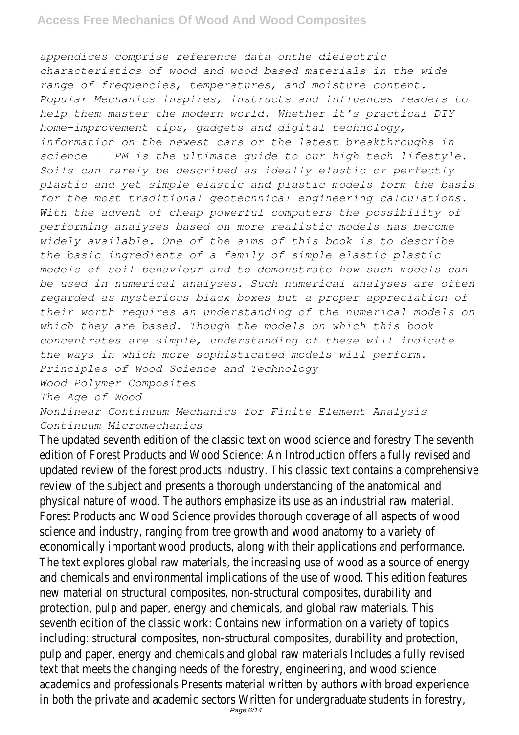*appendices comprise reference data onthe dielectric characteristics of wood and wood-based materials in the wide range of frequencies, temperatures, and moisture content. Popular Mechanics inspires, instructs and influences readers to help them master the modern world. Whether it's practical DIY home-improvement tips, gadgets and digital technology, information on the newest cars or the latest breakthroughs in science -- PM is the ultimate guide to our high-tech lifestyle. Soils can rarely be described as ideally elastic or perfectly plastic and yet simple elastic and plastic models form the basis for the most traditional geotechnical engineering calculations. With the advent of cheap powerful computers the possibility of performing analyses based on more realistic models has become widely available. One of the aims of this book is to describe the basic ingredients of a family of simple elastic-plastic models of soil behaviour and to demonstrate how such models can be used in numerical analyses. Such numerical analyses are often regarded as mysterious black boxes but a proper appreciation of their worth requires an understanding of the numerical models on which they are based. Though the models on which this book concentrates are simple, understanding of these will indicate the ways in which more sophisticated models will perform.*

*Principles of Wood Science and Technology*

*Wood-Polymer Composites*

*The Age of Wood*

*Nonlinear Continuum Mechanics for Finite Element Analysis*

*Continuum Micromechanics*

The updated seventh edition of the classic text on wood science and forestry The seventh edition of Forest Products and Wood Science: An Introduction offers a fully revised and updated review of the forest products industry. This classic text contains a comprehensive review of the subject and presents a thorough understanding of the anatomical and physical nature of wood. The authors emphasize its use as an industrial raw material. Forest Products and Wood Science provides thorough coverage of all aspects of wood science and industry, ranging from tree growth and wood anatomy to a variety of economically important wood products, along with their applications and performance. The text explores global raw materials, the increasing use of wood as a source of energy and chemicals and environmental implications of the use of wood. This edition features new material on structural composites, non-structural composites, durability and protection, pulp and paper, energy and chemicals, and global raw materials. This seventh edition of the classic work: Contains new information on a variety of topics including: structural composites, non-structural composites, durability and protection, pulp and paper, energy and chemicals and global raw materials Includes a fully revised text that meets the changing needs of the forestry, engineering, and wood science academics and professionals Presents material written by authors with broad experience in both the private and academic sectors Written for undergraduate students in forestry,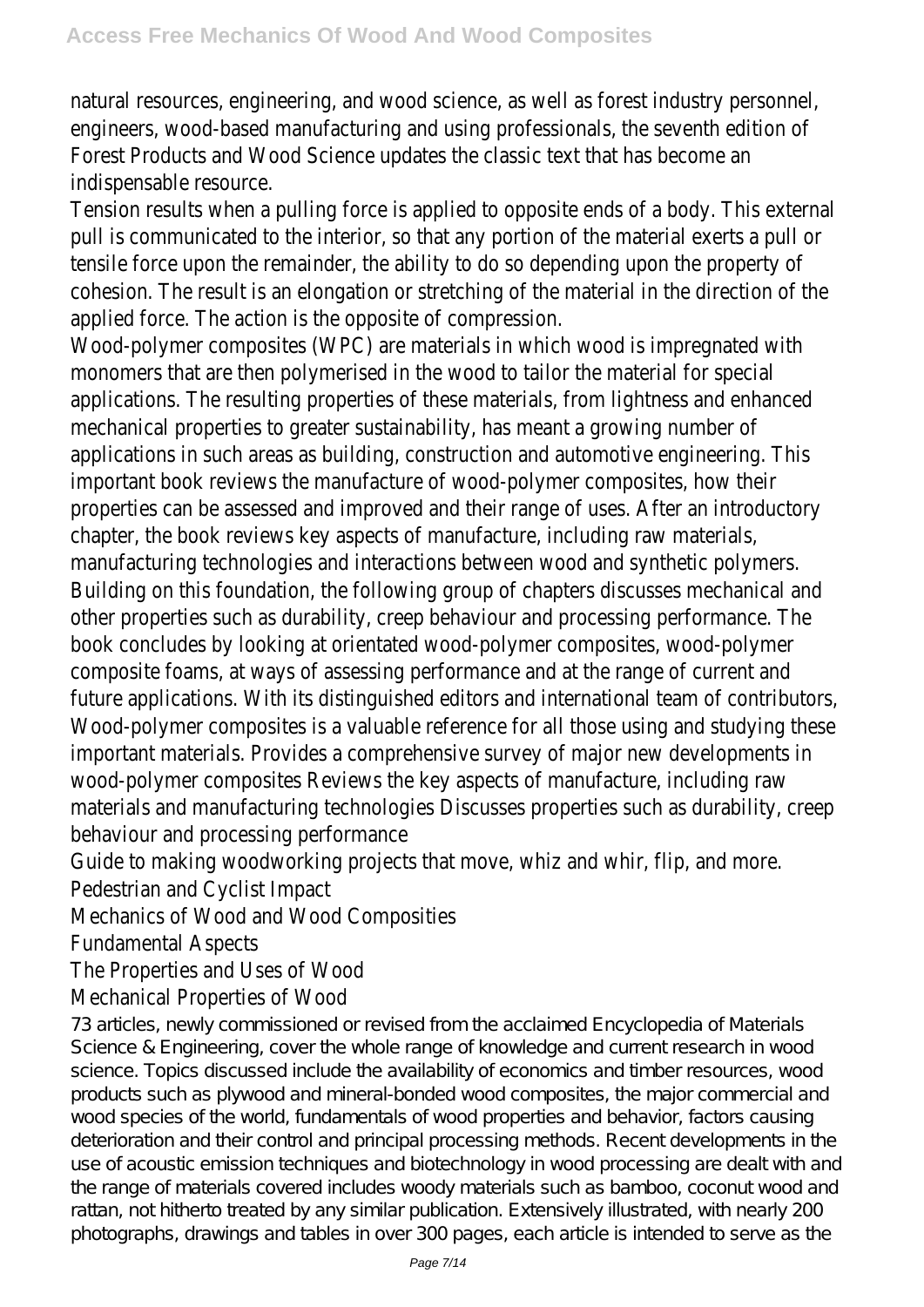natural resources, engineering, and wood science, as well as forest industry personnel, engineers, wood-based manufacturing and using professionals, the seventh edition of Forest Products and Wood Science updates the classic text that has become an indispensable resource.

Tension results when a pulling force is applied to opposite ends of a body. This external pull is communicated to the interior, so that any portion of the material exerts a pull or tensile force upon the remainder, the ability to do so depending upon the property of cohesion. The result is an elongation or stretching of the material in the direction of the applied force. The action is the opposite of compression.

Wood-polymer composites (WPC) are materials in which wood is impregnated with monomers that are then polymerised in the wood to tailor the material for special applications. The resulting properties of these materials, from lightness and enhanced mechanical properties to greater sustainability, has meant a growing number of applications in such areas as building, construction and automotive engineering. This important book reviews the manufacture of wood-polymer composites, how their properties can be assessed and improved and their range of uses. After an introductory chapter, the book reviews key aspects of manufacture, including raw materials, manufacturing technologies and interactions between wood and synthetic polymers. Building on this foundation, the following group of chapters discusses mechanical and other properties such as durability, creep behaviour and processing performance. The book concludes by looking at orientated wood-polymer composites, wood-polymer composite foams, at ways of assessing performance and at the range of current and future applications. With its distinguished editors and international team of contributors, Wood-polymer composites is a valuable reference for all those using and studying these important materials. Provides a comprehensive survey of major new developments in wood-polymer composites Reviews the key aspects of manufacture, including raw materials and manufacturing technologies Discusses properties such as durability, creep behaviour and processing performance

Guide to making woodworking projects that move, whiz and whir, flip, and more.

Pedestrian and Cyclist Impact

Mechanics of Wood and Wood Composities

Fundamental Aspects

The Properties and Uses of Wood

Mechanical Properties of Wood

73 articles, newly commissioned or revised from the acclaimed Encyclopedia of Materials Science & Engineering, cover the whole range of knowledge and current research in wood science. Topics discussed include the availability of economics and timber resources, wood products such as plywood and mineral-bonded wood composites, the major commercial and wood species of the world, fundamentals of wood properties and behavior, factors causing deterioration and their control and principal processing methods. Recent developments in the use of acoustic emission techniques and biotechnology in wood processing are dealt with and the range of materials covered includes woody materials such as bamboo, coconut wood and rattan, not hitherto treated by any similar publication. Extensively illustrated, with nearly 200 photographs, drawings and tables in over 300 pages, each article is intended to serve as the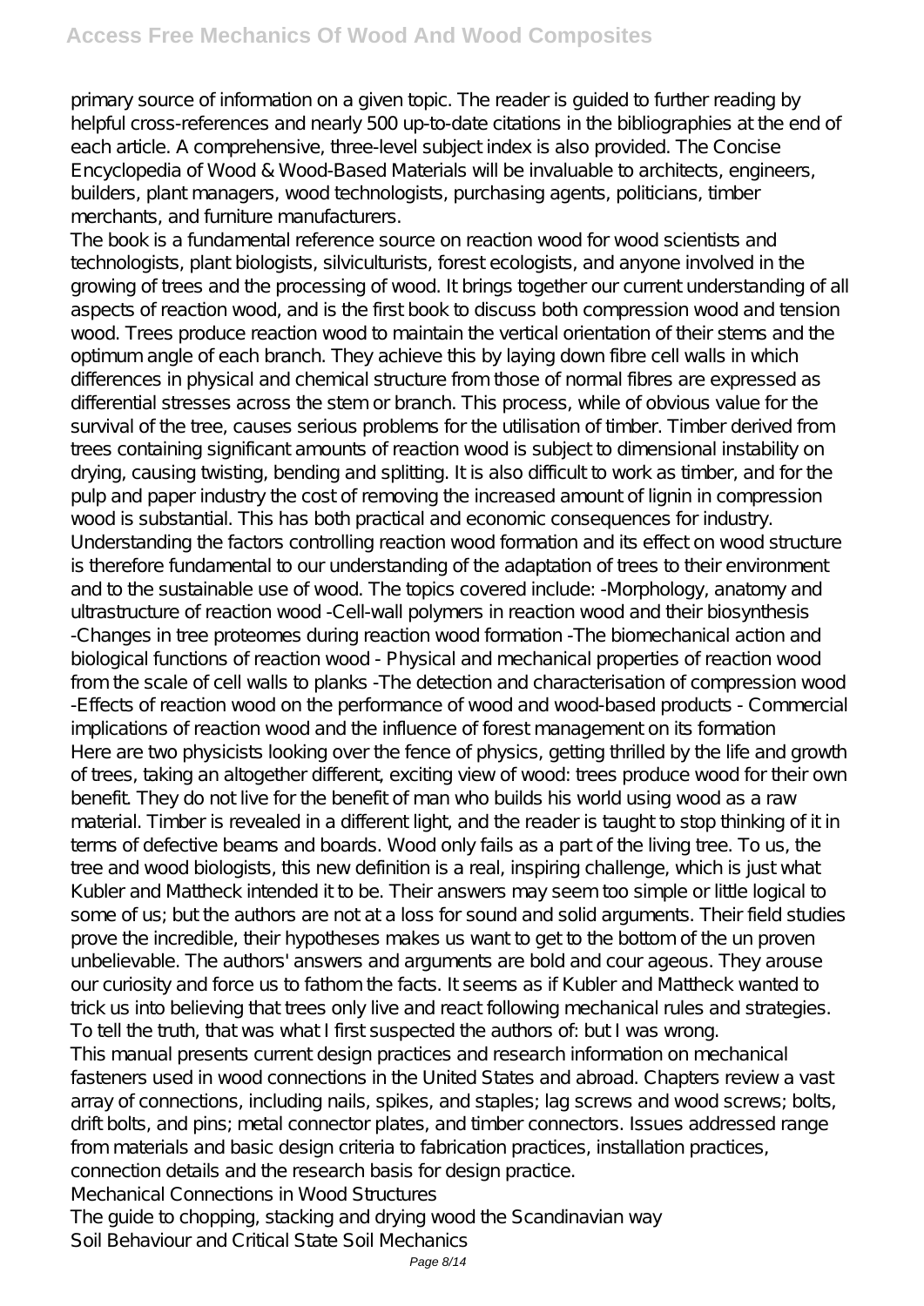primary source of information on a given topic. The reader is guided to further reading by helpful cross-references and nearly 500 up-to-date citations in the bibliographies at the end of each article. A comprehensive, three-level subject index is also provided. The Concise Encyclopedia of Wood & Wood-Based Materials will be invaluable to architects, engineers, builders, plant managers, wood technologists, purchasing agents, politicians, timber merchants, and furniture manufacturers.

The book is a fundamental reference source on reaction wood for wood scientists and technologists, plant biologists, silviculturists, forest ecologists, and anyone involved in the growing of trees and the processing of wood. It brings together our current understanding of all aspects of reaction wood, and is the first book to discuss both compression wood and tension wood. Trees produce reaction wood to maintain the vertical orientation of their stems and the optimum angle of each branch. They achieve this by laying down fibre cell walls in which differences in physical and chemical structure from those of normal fibres are expressed as differential stresses across the stem or branch. This process, while of obvious value for the survival of the tree, causes serious problems for the utilisation of timber. Timber derived from trees containing significant amounts of reaction wood is subject to dimensional instability on drying, causing twisting, bending and splitting. It is also difficult to work as timber, and for the pulp and paper industry the cost of removing the increased amount of lignin in compression wood is substantial. This has both practical and economic consequences for industry. Understanding the factors controlling reaction wood formation and its effect on wood structure is therefore fundamental to our understanding of the adaptation of trees to their environment and to the sustainable use of wood. The topics covered include: -Morphology, anatomy and ultrastructure of reaction wood -Cell-wall polymers in reaction wood and their biosynthesis -Changes in tree proteomes during reaction wood formation -The biomechanical action and biological functions of reaction wood - Physical and mechanical properties of reaction wood from the scale of cell walls to planks -The detection and characterisation of compression wood -Effects of reaction wood on the performance of wood and wood-based products - Commercial implications of reaction wood and the influence of forest management on its formation

Here are two physicists looking over the fence of physics, getting thrilled by the life and growth of trees, taking an altogether different, exciting view of wood: trees produce wood for their own benefit. They do not live for the benefit of man who builds his world using wood as a raw material. Timber is revealed in a different light, and the reader is taught to stop thinking of it in terms of defective beams and boards. Wood only fails as a part of the living tree. To us, the tree and wood biologists, this new definition is a real, inspiring challenge, which is just what Kubler and Mattheck intended it to be. Their answers may seem too simple or little logical to some of us; but the authors are not at a loss for sound and solid arguments. Their field studies prove the incredible, their hypotheses makes us want to get to the bottom of the un proven unbelievable. The authors' answers and arguments are bold and cour ageous. They arouse our curiosity and force us to fathom the facts. It seems as if Kubler and Mattheck wanted to trick us into believing that trees only live and react following mechanical rules and strategies. To tell the truth, that was what I first suspected the authors of: but I was wrong.

This manual presents current design practices and research information on mechanical fasteners used in wood connections in the United States and abroad. Chapters review a vast array of connections, including nails, spikes, and staples; lag screws and wood screws; bolts, drift bolts, and pins; metal connector plates, and timber connectors. Issues addressed range from materials and basic design criteria to fabrication practices, installation practices, connection details and the research basis for design practice.

Mechanical Connections in Wood Structures

The guide to chopping, stacking and drying wood the Scandinavian way

Soil Behaviour and Critical State Soil Mechanics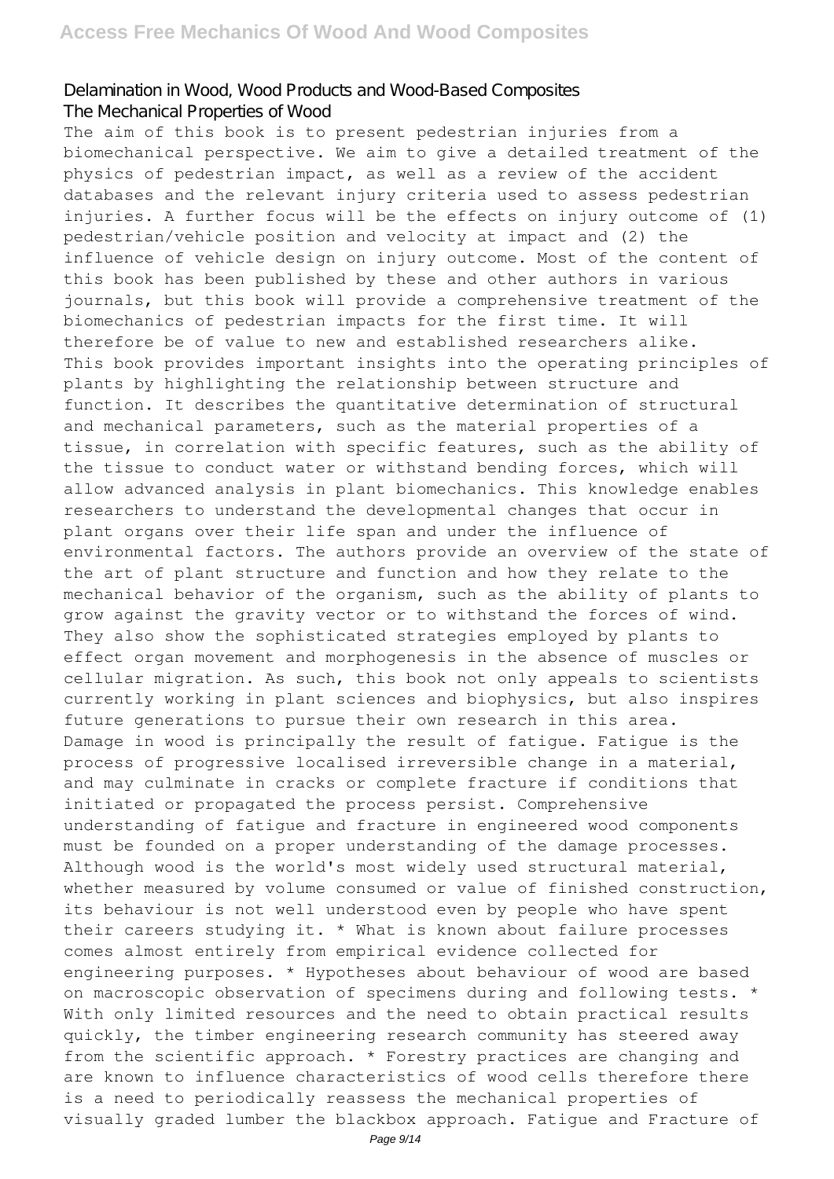Delamination in Wood, Wood Products and Wood-Based Composites
The Mechanical Properties of Wood

The aim of this book is to present pedestrian injuries from a biomechanical perspective. We aim to give a detailed treatment of the physics of pedestrian impact, as well as a review of the accident databases and the relevant injury criteria used to assess pedestrian injuries. A further focus will be the effects on injury outcome of (1) pedestrian/vehicle position and velocity at impact and (2) the influence of vehicle design on injury outcome. Most of the content of this book has been published by these and other authors in various journals, but this book will provide a comprehensive treatment of the biomechanics of pedestrian impacts for the first time. It will therefore be of value to new and established researchers alike.

This book provides important insights into the operating principles of plants by highlighting the relationship between structure and function. It describes the quantitative determination of structural and mechanical parameters, such as the material properties of a tissue, in correlation with specific features, such as the ability of the tissue to conduct water or withstand bending forces, which will allow advanced analysis in plant biomechanics. This knowledge enables researchers to understand the developmental changes that occur in plant organs over their life span and under the influence of environmental factors. The authors provide an overview of the state of the art of plant structure and function and how they relate to the mechanical behavior of the organism, such as the ability of plants to grow against the gravity vector or to withstand the forces of wind. They also show the sophisticated strategies employed by plants to effect organ movement and morphogenesis in the absence of muscles or cellular migration. As such, this book not only appeals to scientists currently working in plant sciences and biophysics, but also inspires future generations to pursue their own research in this area.

Damage in wood is principally the result of fatigue. Fatigue is the process of progressive localised irreversible change in a material, and may culminate in cracks or complete fracture if conditions that initiated or propagated the process persist. Comprehensive understanding of fatigue and fracture in engineered wood components must be founded on a proper understanding of the damage processes. Although wood is the world's most widely used structural material, whether measured by volume consumed or value of finished construction, its behaviour is not well understood even by people who have spent their careers studying it. * What is known about failure processes comes almost entirely from empirical evidence collected for engineering purposes. * Hypotheses about behaviour of wood are based on macroscopic observation of specimens during and following tests. * With only limited resources and the need to obtain practical results quickly, the timber engineering research community has steered away from the scientific approach. * Forestry practices are changing and are known to influence characteristics of wood cells therefore there is a need to periodically reassess the mechanical properties of visually graded lumber the blackbox approach. Fatigue and Fracture of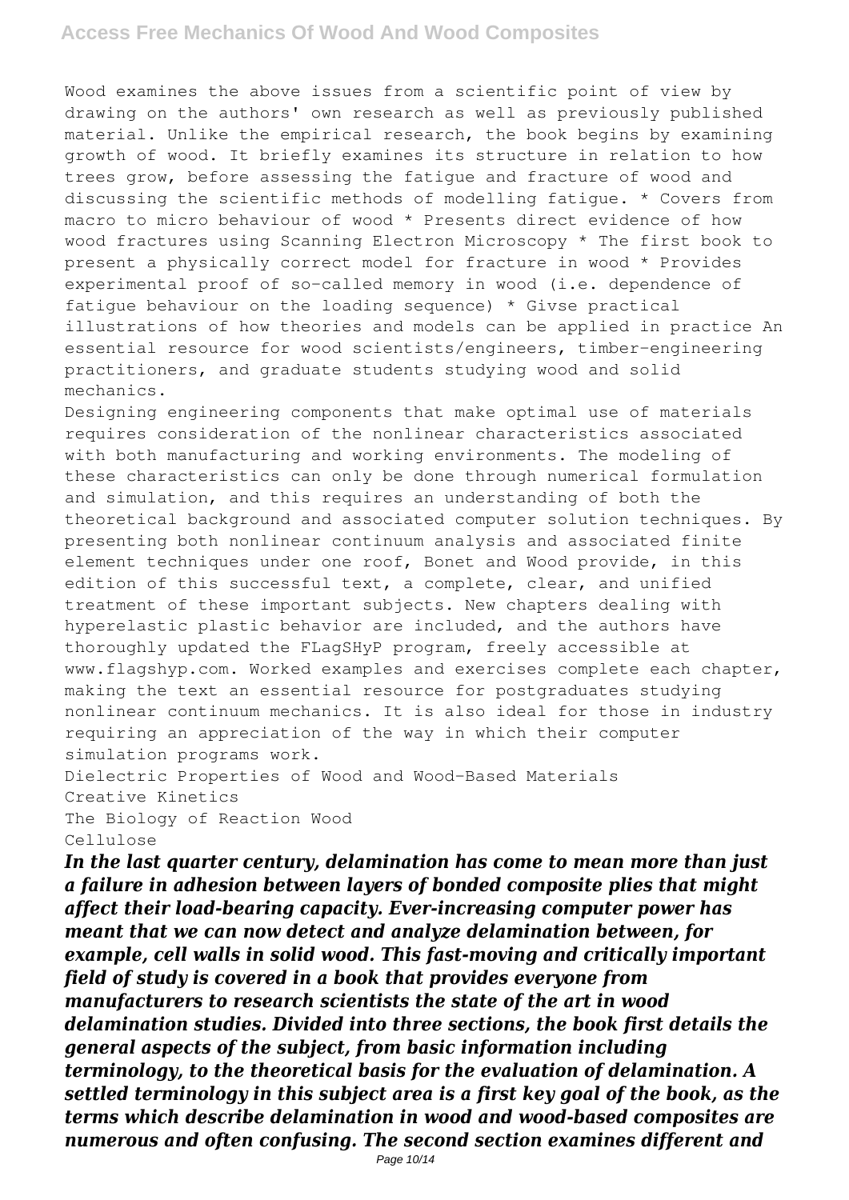Wood examines the above issues from a scientific point of view by drawing on the authors' own research as well as previously published material. Unlike the empirical research, the book begins by examining growth of wood. It briefly examines its structure in relation to how trees grow, before assessing the fatigue and fracture of wood and discussing the scientific methods of modelling fatigue. * Covers from macro to micro behaviour of wood * Presents direct evidence of how wood fractures using Scanning Electron Microscopy * The first book to present a physically correct model for fracture in wood * Provides experimental proof of so-called memory in wood (i.e. dependence of fatigue behaviour on the loading sequence) * Givse practical illustrations of how theories and models can be applied in practice An essential resource for wood scientists/engineers, timber-engineering practitioners, and graduate students studying wood and solid mechanics.

Designing engineering components that make optimal use of materials requires consideration of the nonlinear characteristics associated with both manufacturing and working environments. The modeling of these characteristics can only be done through numerical formulation and simulation, and this requires an understanding of both the theoretical background and associated computer solution techniques. By presenting both nonlinear continuum analysis and associated finite element techniques under one roof, Bonet and Wood provide, in this edition of this successful text, a complete, clear, and unified treatment of these important subjects. New chapters dealing with hyperelastic plastic behavior are included, and the authors have thoroughly updated the FLagSHyP program, freely accessible at www.flagshyp.com. Worked examples and exercises complete each chapter, making the text an essential resource for postgraduates studying nonlinear continuum mechanics. It is also ideal for those in industry requiring an appreciation of the way in which their computer simulation programs work.

Dielectric Properties of Wood and Wood-Based Materials

Creative Kinetics

The Biology of Reaction Wood

Cellulose

***In the last quarter century, delamination has come to mean more than just a failure in adhesion between layers of bonded composite plies that might affect their load-bearing capacity. Ever-increasing computer power has meant that we can now detect and analyze delamination between, for example, cell walls in solid wood. This fast-moving and critically important field of study is covered in a book that provides everyone from manufacturers to research scientists the state of the art in wood delamination studies. Divided into three sections, the book first details the general aspects of the subject, from basic information including terminology, to the theoretical basis for the evaluation of delamination. A settled terminology in this subject area is a first key goal of the book, as the terms which describe delamination in wood and wood-based composites are numerous and often confusing. The second section examines different and***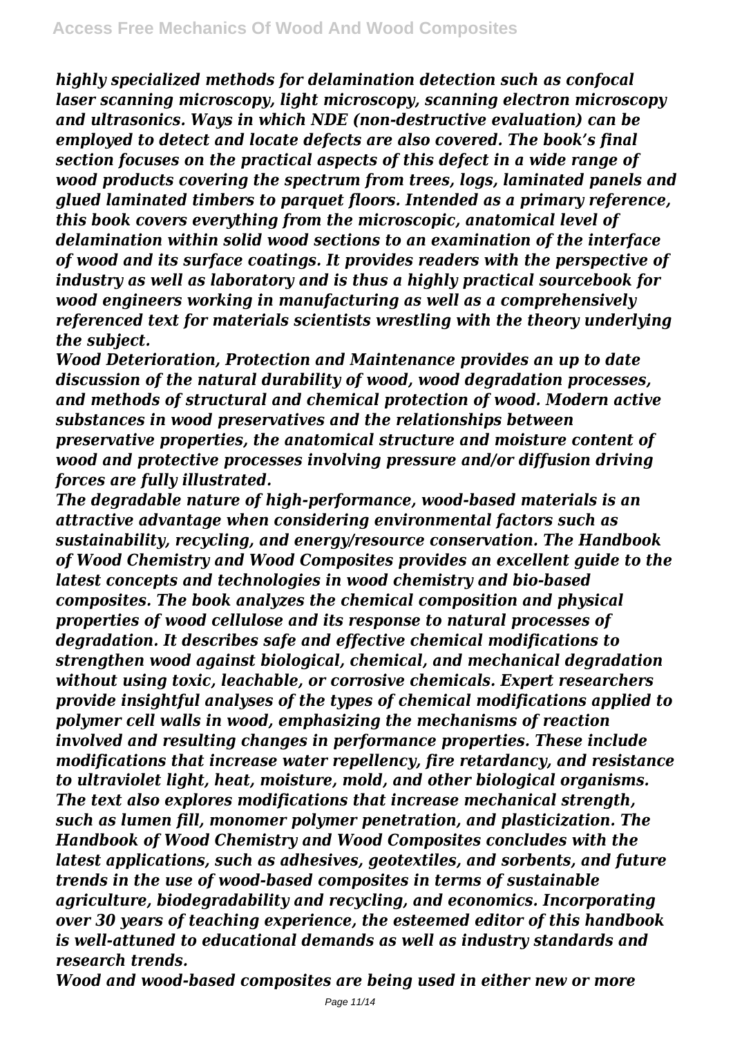*highly specialized methods for delamination detection such as confocal laser scanning microscopy, light microscopy, scanning electron microscopy and ultrasonics. Ways in which NDE (non-destructive evaluation) can be employed to detect and locate defects are also covered. The book's final section focuses on the practical aspects of this defect in a wide range of wood products covering the spectrum from trees, logs, laminated panels and glued laminated timbers to parquet floors. Intended as a primary reference, this book covers everything from the microscopic, anatomical level of delamination within solid wood sections to an examination of the interface of wood and its surface coatings. It provides readers with the perspective of industry as well as laboratory and is thus a highly practical sourcebook for wood engineers working in manufacturing as well as a comprehensively referenced text for materials scientists wrestling with the theory underlying the subject.*

*Wood Deterioration, Protection and Maintenance provides an up to date discussion of the natural durability of wood, wood degradation processes, and methods of structural and chemical protection of wood. Modern active substances in wood preservatives and the relationships between preservative properties, the anatomical structure and moisture content of wood and protective processes involving pressure and/or diffusion driving forces are fully illustrated.*

*The degradable nature of high-performance, wood-based materials is an attractive advantage when considering environmental factors such as sustainability, recycling, and energy/resource conservation. The Handbook of Wood Chemistry and Wood Composites provides an excellent guide to the latest concepts and technologies in wood chemistry and bio-based composites. The book analyzes the chemical composition and physical properties of wood cellulose and its response to natural processes of degradation. It describes safe and effective chemical modifications to strengthen wood against biological, chemical, and mechanical degradation without using toxic, leachable, or corrosive chemicals. Expert researchers provide insightful analyses of the types of chemical modifications applied to polymer cell walls in wood, emphasizing the mechanisms of reaction involved and resulting changes in performance properties. These include modifications that increase water repellency, fire retardancy, and resistance to ultraviolet light, heat, moisture, mold, and other biological organisms. The text also explores modifications that increase mechanical strength, such as lumen fill, monomer polymer penetration, and plasticization. The Handbook of Wood Chemistry and Wood Composites concludes with the latest applications, such as adhesives, geotextiles, and sorbents, and future trends in the use of wood-based composites in terms of sustainable agriculture, biodegradability and recycling, and economics. Incorporating over 30 years of teaching experience, the esteemed editor of this handbook is well-attuned to educational demands as well as industry standards and research trends.*

*Wood and wood-based composites are being used in either new or more*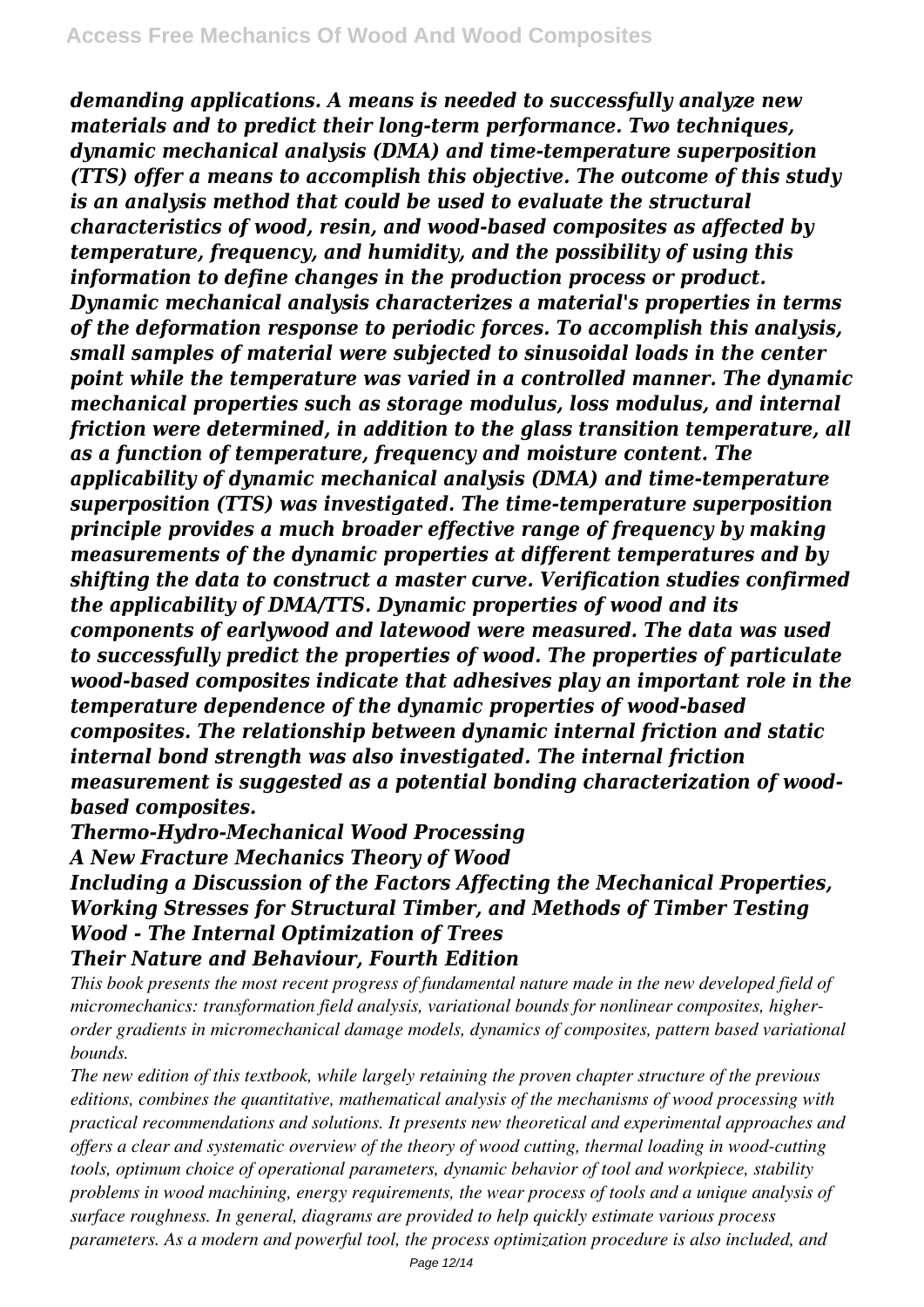*demanding applications. A means is needed to successfully analyze new materials and to predict their long-term performance. Two techniques, dynamic mechanical analysis (DMA) and time-temperature superposition (TTS) offer a means to accomplish this objective. The outcome of this study is an analysis method that could be used to evaluate the structural characteristics of wood, resin, and wood-based composites as affected by temperature, frequency, and humidity, and the possibility of using this information to define changes in the production process or product. Dynamic mechanical analysis characterizes a material's properties in terms of the deformation response to periodic forces. To accomplish this analysis, small samples of material were subjected to sinusoidal loads in the center point while the temperature was varied in a controlled manner. The dynamic mechanical properties such as storage modulus, loss modulus, and internal friction were determined, in addition to the glass transition temperature, all as a function of temperature, frequency and moisture content. The applicability of dynamic mechanical analysis (DMA) and time-temperature superposition (TTS) was investigated. The time-temperature superposition principle provides a much broader effective range of frequency by making measurements of the dynamic properties at different temperatures and by shifting the data to construct a master curve. Verification studies confirmed the applicability of DMA/TTS. Dynamic properties of wood and its components of earlywood and latewood were measured. The data was used to successfully predict the properties of wood. The properties of particulate wood-based composites indicate that adhesives play an important role in the temperature dependence of the dynamic properties of wood-based composites. The relationship between dynamic internal friction and static internal bond strength was also investigated. The internal friction measurement is suggested as a potential bonding characterization of wood-based composites.*

***Thermo-Hydro-Mechanical Wood Processing***

***A New Fracture Mechanics Theory of Wood***

***Including a Discussion of the Factors Affecting the Mechanical Properties, Working Stresses for Structural Timber, and Methods of Timber Testing***

***Wood - The Internal Optimization of Trees***

***Their Nature and Behaviour, Fourth Edition***

*This book presents the most recent progress of fundamental nature made in the new developed field of micromechanics: transformation field analysis, variational bounds for nonlinear composites, higher-order gradients in micromechanical damage models, dynamics of composites, pattern based variational bounds.*

*The new edition of this textbook, while largely retaining the proven chapter structure of the previous editions, combines the quantitative, mathematical analysis of the mechanisms of wood processing with practical recommendations and solutions. It presents new theoretical and experimental approaches and offers a clear and systematic overview of the theory of wood cutting, thermal loading in wood-cutting tools, optimum choice of operational parameters, dynamic behavior of tool and workpiece, stability problems in wood machining, energy requirements, the wear process of tools and a unique analysis of surface roughness. In general, diagrams are provided to help quickly estimate various process parameters. As a modern and powerful tool, the process optimization procedure is also included, and*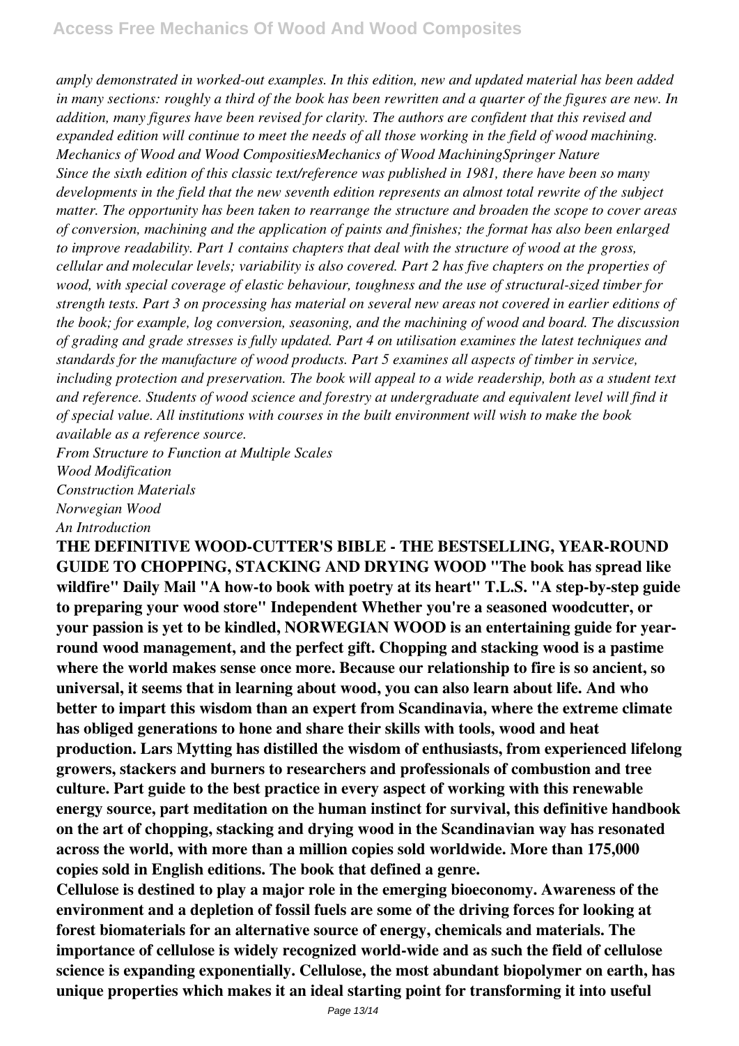*amply demonstrated in worked-out examples. In this edition, new and updated material has been added in many sections: roughly a third of the book has been rewritten and a quarter of the figures are new. In addition, many figures have been revised for clarity. The authors are confident that this revised and expanded edition will continue to meet the needs of all those working in the field of wood machining. Mechanics of Wood and Wood CompositiesMechanics of Wood MachiningSpringer Nature*

*Since the sixth edition of this classic text/reference was published in 1981, there have been so many developments in the field that the new seventh edition represents an almost total rewrite of the subject matter. The opportunity has been taken to rearrange the structure and broaden the scope to cover areas of conversion, machining and the application of paints and finishes; the format has also been enlarged to improve readability. Part 1 contains chapters that deal with the structure of wood at the gross, cellular and molecular levels; variability is also covered. Part 2 has five chapters on the properties of wood, with special coverage of elastic behaviour, toughness and the use of structural-sized timber for strength tests. Part 3 on processing has material on several new areas not covered in earlier editions of the book; for example, log conversion, seasoning, and the machining of wood and board. The discussion of grading and grade stresses is fully updated. Part 4 on utilisation examines the latest techniques and standards for the manufacture of wood products. Part 5 examines all aspects of timber in service, including protection and preservation. The book will appeal to a wide readership, both as a student text and reference. Students of wood science and forestry at undergraduate and equivalent level will find it of special value. All institutions with courses in the built environment will wish to make the book available as a reference source.*

*From Structure to Function at Multiple Scales*
*Wood Modification*
*Construction Materials*
*Norwegian Wood*
*An Introduction*

**THE DEFINITIVE WOOD-CUTTER'S BIBLE - THE BESTSELLING, YEAR-ROUND GUIDE TO CHOPPING, STACKING AND DRYING WOOD "The book has spread like wildfire" Daily Mail "A how-to book with poetry at its heart" T.L.S. "A step-by-step guide to preparing your wood store" Independent Whether you're a seasoned woodcutter, or your passion is yet to be kindled, NORWEGIAN WOOD is an entertaining guide for year-round wood management, and the perfect gift. Chopping and stacking wood is a pastime where the world makes sense once more. Because our relationship to fire is so ancient, so universal, it seems that in learning about wood, you can also learn about life. And who better to impart this wisdom than an expert from Scandinavia, where the extreme climate has obliged generations to hone and share their skills with tools, wood and heat production. Lars Mytting has distilled the wisdom of enthusiasts, from experienced lifelong growers, stackers and burners to researchers and professionals of combustion and tree culture. Part guide to the best practice in every aspect of working with this renewable energy source, part meditation on the human instinct for survival, this definitive handbook on the art of chopping, stacking and drying wood in the Scandinavian way has resonated across the world, with more than a million copies sold worldwide. More than 175,000 copies sold in English editions. The book that defined a genre.**

**Cellulose is destined to play a major role in the emerging bioeconomy. Awareness of the environment and a depletion of fossil fuels are some of the driving forces for looking at forest biomaterials for an alternative source of energy, chemicals and materials. The importance of cellulose is widely recognized world-wide and as such the field of cellulose science is expanding exponentially. Cellulose, the most abundant biopolymer on earth, has unique properties which makes it an ideal starting point for transforming it into useful**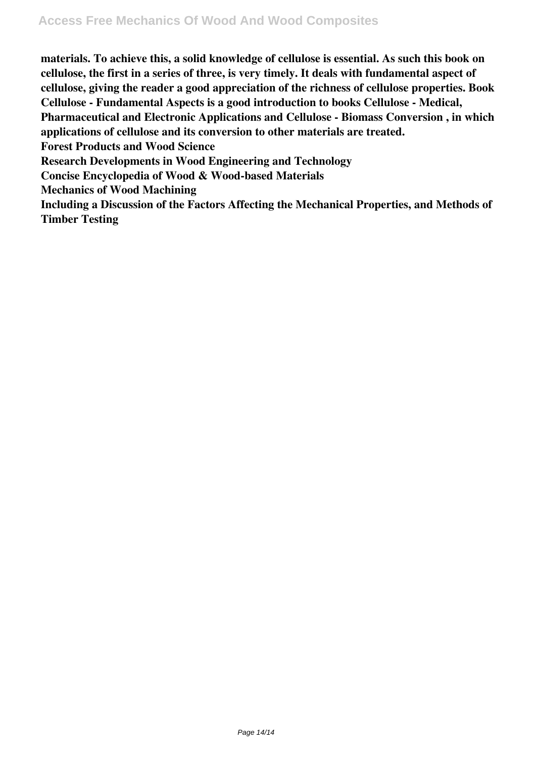**materials. To achieve this, a solid knowledge of cellulose is essential. As such this book on cellulose, the first in a series of three, is very timely. It deals with fundamental aspect of cellulose, giving the reader a good appreciation of the richness of cellulose properties. Book Cellulose - Fundamental Aspects is a good introduction to books Cellulose - Medical, Pharmaceutical and Electronic Applications and Cellulose - Biomass Conversion , in which applications of cellulose and its conversion to other materials are treated.**

**Forest Products and Wood Science**

**Research Developments in Wood Engineering and Technology**

**Concise Encyclopedia of Wood & Wood-based Materials**

**Mechanics of Wood Machining**

**Including a Discussion of the Factors Affecting the Mechanical Properties, and Methods of Timber Testing**